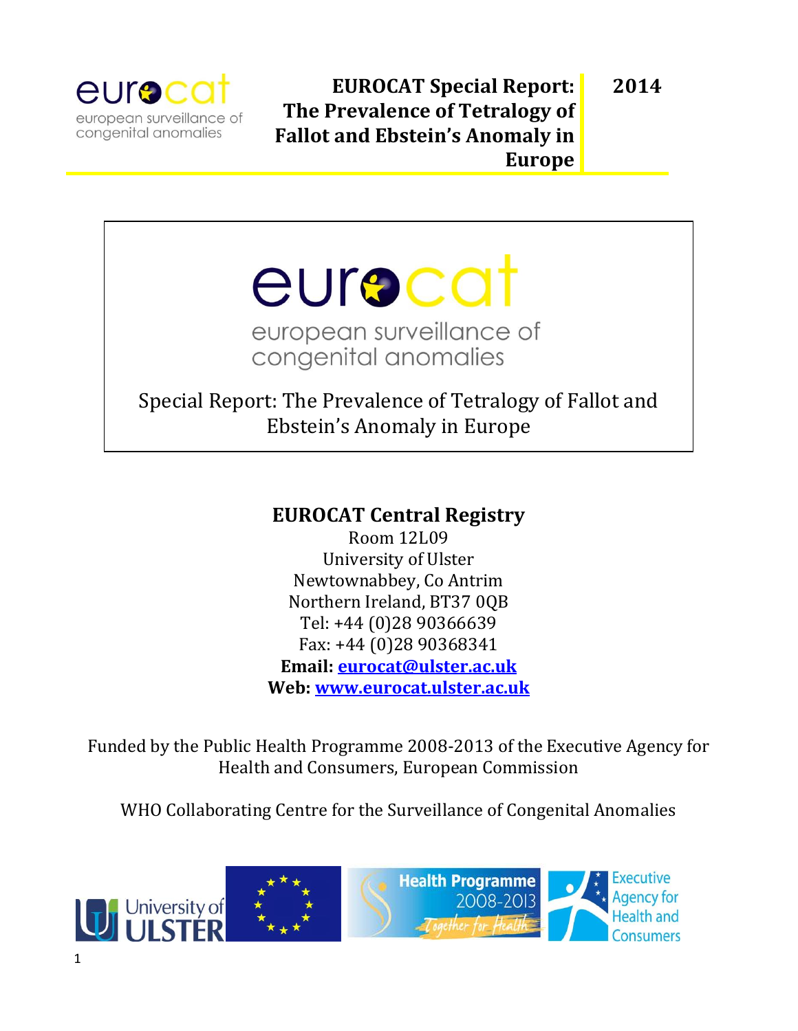eurocat
european surveillance of congenital anomalies

**EUROCAT Special Report: The Prevalence of Tetralogy of Fallot and Ebstein's Anomaly in Europe** | **2014**

eurocat

european surveillance of congenital anomalies

Special Report: The Prevalence of Tetralogy of Fallot and Ebstein's Anomaly in Europe

## EUROCAT Central Registry

Room 12L09
University of Ulster
Newtownabbey, Co Antrim
Northern Ireland, BT37 0QB
Tel: +44 (0)28 90366639
Fax: +44 (0)28 90368341
**Email:** eurocat@ulster.ac.uk
**Web:** www.eurocat.ulster.ac.uk

Funded by the Public Health Programme 2008-2013 of the Executive Agency for Health and Consumers, European Commission

WHO Collaborating Centre for the Surveillance of Congenital Anomalies

University of Ulster

Health Programme 2008-2013 Together for Health

Executive Agency for Health and Consumers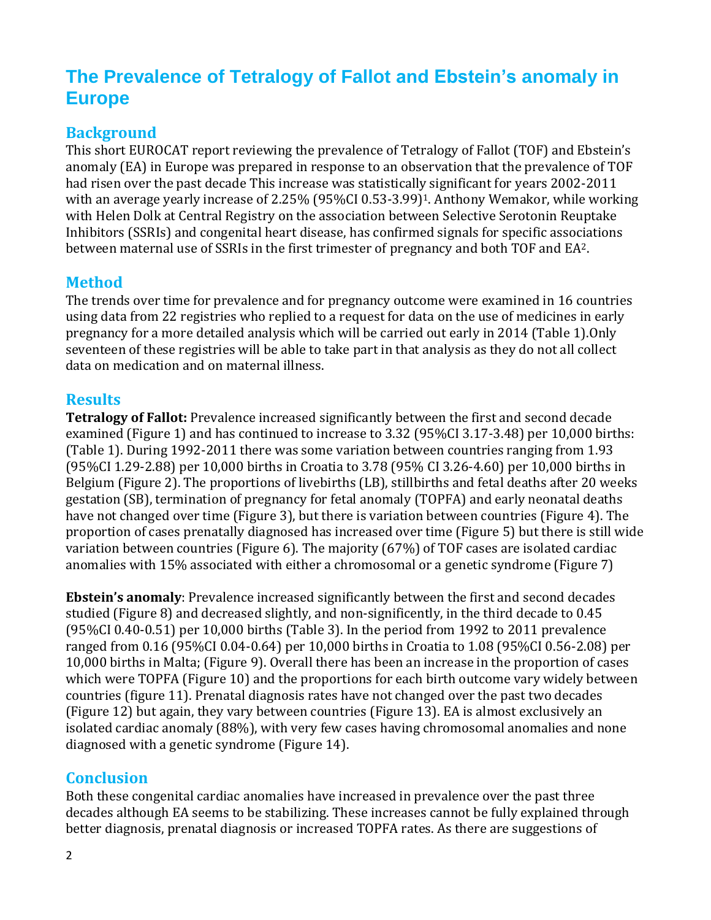# The Prevalence of Tetralogy of Fallot and Ebstein's anomaly in Europe

## Background

This short EUROCAT report reviewing the prevalence of Tetralogy of Fallot (TOF) and Ebstein's anomaly (EA) in Europe was prepared in response to an observation that the prevalence of TOF had risen over the past decade This increase was statistically significant for years 2002-2011 with an average yearly increase of 2.25% (95%CI 0.53-3.99)[1]. Anthony Wemakor, while working with Helen Dolk at Central Registry on the association between Selective Serotonin Reuptake Inhibitors (SSRIs) and congenital heart disease, has confirmed signals for specific associations between maternal use of SSRIs in the first trimester of pregnancy and both TOF and EA[2].

## Method

The trends over time for prevalence and for pregnancy outcome were examined in 16 countries using data from 22 registries who replied to a request for data on the use of medicines in early pregnancy for a more detailed analysis which will be carried out early in 2014 (Table 1).Only seventeen of these registries will be able to take part in that analysis as they do not all collect data on medication and on maternal illness.

## Results

**Tetralogy of Fallot:** Prevalence increased significantly between the first and second decade examined (Figure 1) and has continued to increase to 3.32 (95%CI 3.17-3.48) per 10,000 births: (Table 1). During 1992-2011 there was some variation between countries ranging from 1.93 (95%CI 1.29-2.88) per 10,000 births in Croatia to 3.78 (95% CI 3.26-4.60) per 10,000 births in Belgium (Figure 2). The proportions of livebirths (LB), stillbirths and fetal deaths after 20 weeks gestation (SB), termination of pregnancy for fetal anomaly (TOPFA) and early neonatal deaths have not changed over time (Figure 3), but there is variation between countries (Figure 4). The proportion of cases prenatally diagnosed has increased over time (Figure 5) but there is still wide variation between countries (Figure 6). The majority (67%) of TOF cases are isolated cardiac anomalies with 15% associated with either a chromosomal or a genetic syndrome (Figure 7)

**Ebstein's anomaly**: Prevalence increased significantly between the first and second decades studied (Figure 8) and decreased slightly, and non-significantly, in the third decade to 0.45 (95%CI 0.40-0.51) per 10,000 births (Table 3). In the period from 1992 to 2011 prevalence ranged from 0.16 (95%CI 0.04-0.64) per 10,000 births in Croatia to 1.08 (95%CI 0.56-2.08) per 10,000 births in Malta; (Figure 9). Overall there has been an increase in the proportion of cases which were TOPFA (Figure 10) and the proportions for each birth outcome vary widely between countries (figure 11). Prenatal diagnosis rates have not changed over the past two decades (Figure 12) but again, they vary between countries (Figure 13). EA is almost exclusively an isolated cardiac anomaly (88%), with very few cases having chromosomal anomalies and none diagnosed with a genetic syndrome (Figure 14).

## Conclusion

Both these congenital cardiac anomalies have increased in prevalence over the past three decades although EA seems to be stabilizing. These increases cannot be fully explained through better diagnosis, prenatal diagnosis or increased TOPFA rates. As there are suggestions of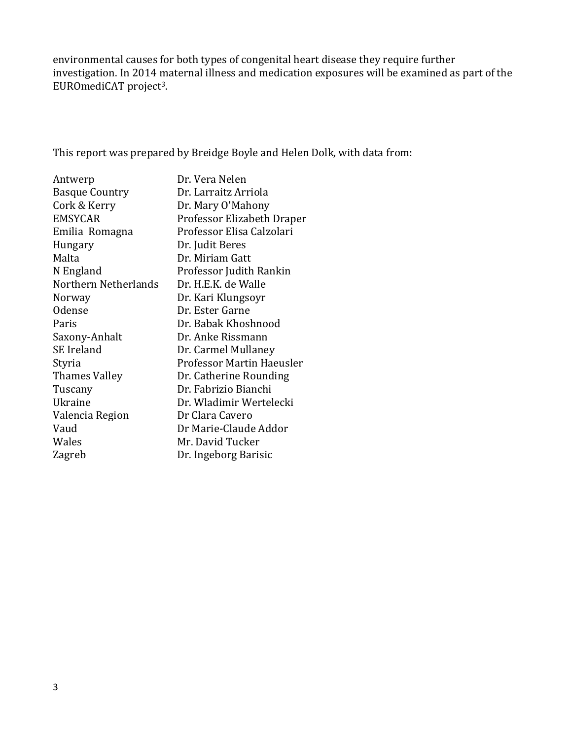environmental causes for both types of congenital heart disease they require further investigation. In 2014 maternal illness and medication exposures will be examined as part of the EUROmediCAT project[3].

This report was prepared by Breidge Boyle and Helen Dolk, with data from:

| | |
|---|---|
| Antwerp | Dr. Vera Nelen |
| Basque Country | Dr. Larraitz Arriola |
| Cork & Kerry | Dr. Mary O'Mahony |
| EMSYCAR | Professor Elizabeth Draper |
| Emilia Romagna | Professor Elisa Calzolari |
| Hungary | Dr. Judit Beres |
| Malta | Dr. Miriam Gatt |
| N England | Professor Judith Rankin |
| Northern Netherlands | Dr. H.E.K. de Walle |
| Norway | Dr. Kari Klungsoyr |
| Odense | Dr. Ester Garne |
| Paris | Dr. Babak Khoshnood |
| Saxony-Anhalt | Dr. Anke Rissmann |
| SE Ireland | Dr. Carmel Mullaney |
| Styria | Professor Martin Haeusler |
| Thames Valley | Dr. Catherine Rounding |
| Tuscany | Dr. Fabrizio Bianchi |
| Ukraine | Dr. Wladimir Wertelecki |
| Valencia Region | Dr Clara Cavero |
| Vaud | Dr Marie-Claude Addor |
| Wales | Mr. David Tucker |
| Zagreb | Dr. Ingeborg Barisic |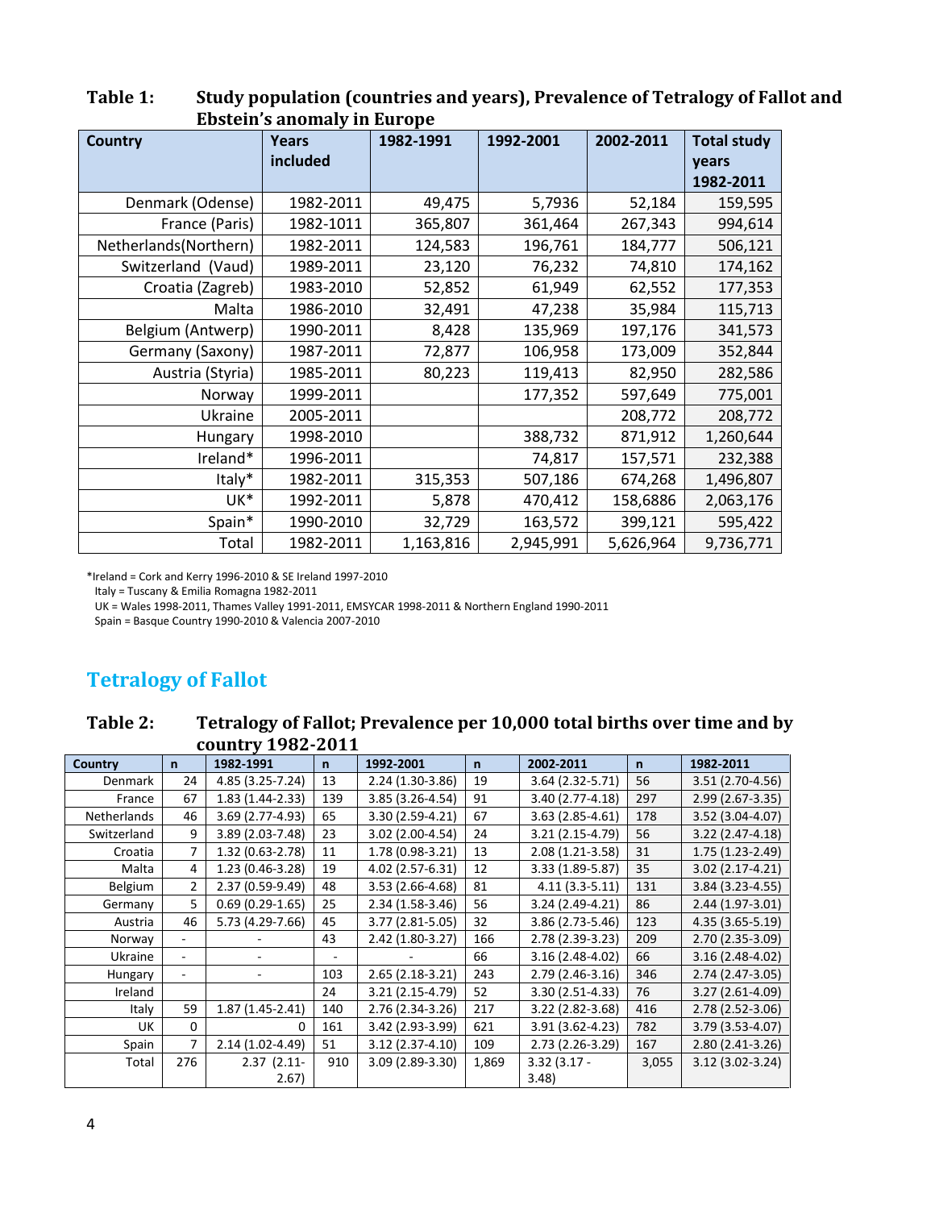**Table 1: Study population (countries and years), Prevalence of Tetralogy of Fallot and Ebstein's anomaly in Europe**

| Country | Years included | 1982-1991 | 1992-2001 | 2002-2011 | Total study years 1982-2011 |
|---|---|---|---|---|---|
| Denmark (Odense) | 1982-2011 | 49,475 | 5,7936 | 52,184 | 159,595 |
| France (Paris) | 1982-1011 | 365,807 | 361,464 | 267,343 | 994,614 |
| Netherlands(Northern) | 1982-2011 | 124,583 | 196,761 | 184,777 | 506,121 |
| Switzerland (Vaud) | 1989-2011 | 23,120 | 76,232 | 74,810 | 174,162 |
| Croatia (Zagreb) | 1983-2010 | 52,852 | 61,949 | 62,552 | 177,353 |
| Malta | 1986-2010 | 32,491 | 47,238 | 35,984 | 115,713 |
| Belgium (Antwerp) | 1990-2011 | 8,428 | 135,969 | 197,176 | 341,573 |
| Germany (Saxony) | 1987-2011 | 72,877 | 106,958 | 173,009 | 352,844 |
| Austria (Styria) | 1985-2011 | 80,223 | 119,413 | 82,950 | 282,586 |
| Norway | 1999-2011 | | 177,352 | 597,649 | 775,001 |
| Ukraine | 2005-2011 | | | 208,772 | 208,772 |
| Hungary | 1998-2010 | | 388,732 | 871,912 | 1,260,644 |
| Ireland* | 1996-2011 | | 74,817 | 157,571 | 232,388 |
| Italy* | 1982-2011 | 315,353 | 507,186 | 674,268 | 1,496,807 |
| UK* | 1992-2011 | 5,878 | 470,412 | 158,6886 | 2,063,176 |
| Spain* | 1990-2010 | 32,729 | 163,572 | 399,121 | 595,422 |
| Total | 1982-2011 | 1,163,816 | 2,945,991 | 5,626,964 | 9,736,771 |

*Ireland = Cork and Kerry 1996-2010 & SE Ireland 1997-2010
Italy = Tuscany & Emilia Romagna 1982-2011
UK = Wales 1998-2011, Thames Valley 1991-2011, EMSYCAR 1998-2011 & Northern England 1990-2011
Spain = Basque Country 1990-2010 & Valencia 2007-2010

## Tetralogy of Fallot

**Table 2: Tetralogy of Fallot; Prevalence per 10,000 total births over time and by country 1982-2011**

| Country | n | 1982-1991 | n | 1992-2001 | n | 2002-2011 | n | 1982-2011 |
|---|---|---|---|---|---|---|---|---|
| Denmark | 24 | 4.85 (3.25-7.24) | 13 | 2.24 (1.30-3.86) | 19 | 3.64 (2.32-5.71) | 56 | 3.51 (2.70-4.56) |
| France | 67 | 1.83 (1.44-2.33) | 139 | 3.85 (3.26-4.54) | 91 | 3.40 (2.77-4.18) | 297 | 2.99 (2.67-3.35) |
| Netherlands | 46 | 3.69 (2.77-4.93) | 65 | 3.30 (2.59-4.21) | 67 | 3.63 (2.85-4.61) | 178 | 3.52 (3.04-4.07) |
| Switzerland | 9 | 3.89 (2.03-7.48) | 23 | 3.02 (2.00-4.54) | 24 | 3.21 (2.15-4.79) | 56 | 3.22 (2.47-4.18) |
| Croatia | 7 | 1.32 (0.63-2.78) | 11 | 1.78 (0.98-3.21) | 13 | 2.08 (1.21-3.58) | 31 | 1.75 (1.23-2.49) |
| Malta | 4 | 1.23 (0.46-3.28) | 19 | 4.02 (2.57-6.31) | 12 | 3.33 (1.89-5.87) | 35 | 3.02 (2.17-4.21) |
| Belgium | 2 | 2.37 (0.59-9.49) | 48 | 3.53 (2.66-4.68) | 81 | 4.11 (3.3-5.11) | 131 | 3.84 (3.23-4.55) |
| Germany | 5 | 0.69 (0.29-1.65) | 25 | 2.34 (1.58-3.46) | 56 | 3.24 (2.49-4.21) | 86 | 2.44 (1.97-3.01) |
| Austria | 46 | 5.73 (4.29-7.66) | 45 | 3.77 (2.81-5.05) | 32 | 3.86 (2.73-5.46) | 123 | 4.35 (3.65-5.19) |
| Norway | - | - | 43 | 2.42 (1.80-3.27) | 166 | 2.78 (2.39-3.23) | 209 | 2.70 (2.35-3.09) |
| Ukraine | - | - | - | - | 66 | 3.16 (2.48-4.02) | 66 | 3.16 (2.48-4.02) |
| Hungary | - | - | 103 | 2.65 (2.18-3.21) | 243 | 2.79 (2.46-3.16) | 346 | 2.74 (2.47-3.05) |
| Ireland | | | 24 | 3.21 (2.15-4.79) | 52 | 3.30 (2.51-4.33) | 76 | 3.27 (2.61-4.09) |
| Italy | 59 | 1.87 (1.45-2.41) | 140 | 2.76 (2.34-3.26) | 217 | 3.22 (2.82-3.68) | 416 | 2.78 (2.52-3.06) |
| UK | 0 | 0 | 161 | 3.42 (2.93-3.99) | 621 | 3.91 (3.62-4.23) | 782 | 3.79 (3.53-4.07) |
| Spain | 7 | 2.14 (1.02-4.49) | 51 | 3.12 (2.37-4.10) | 109 | 2.73 (2.26-3.29) | 167 | 2.80 (2.41-3.26) |
| Total | 276 | 2.37 (2.11-2.67) | 910 | 3.09 (2.89-3.30) | 1,869 | 3.32 (3.17 - 3.48) | 3,055 | 3.12 (3.02-3.24) |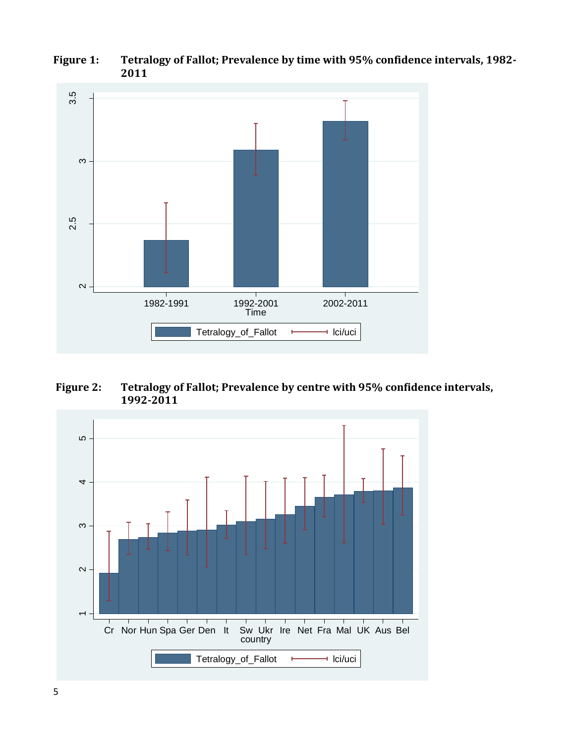**Figure 1:** **Tetralogy of Fallot; Prevalence by time with 95% confidence intervals, 1982-2011**

**Figure 2:** **Tetralogy of Fallot; Prevalence by centre with 95% confidence intervals, 1992-2011**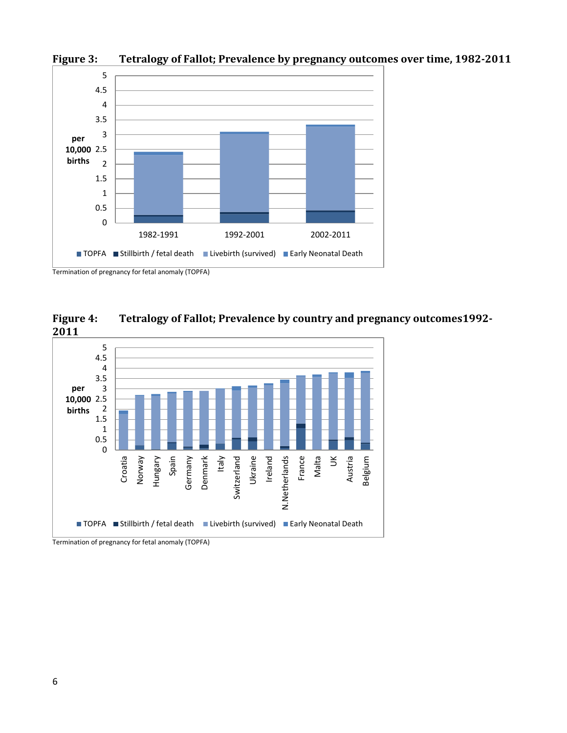**Figure 3: Tetralogy of Fallot; Prevalence by pregnancy outcomes over time, 1982-2011**

Termination of pregnancy for fetal anomaly (TOPFA)

**Figure 4: Tetralogy of Fallot; Prevalence by country and pregnancy outcomes1992-2011**

Termination of pregnancy for fetal anomaly (TOPFA)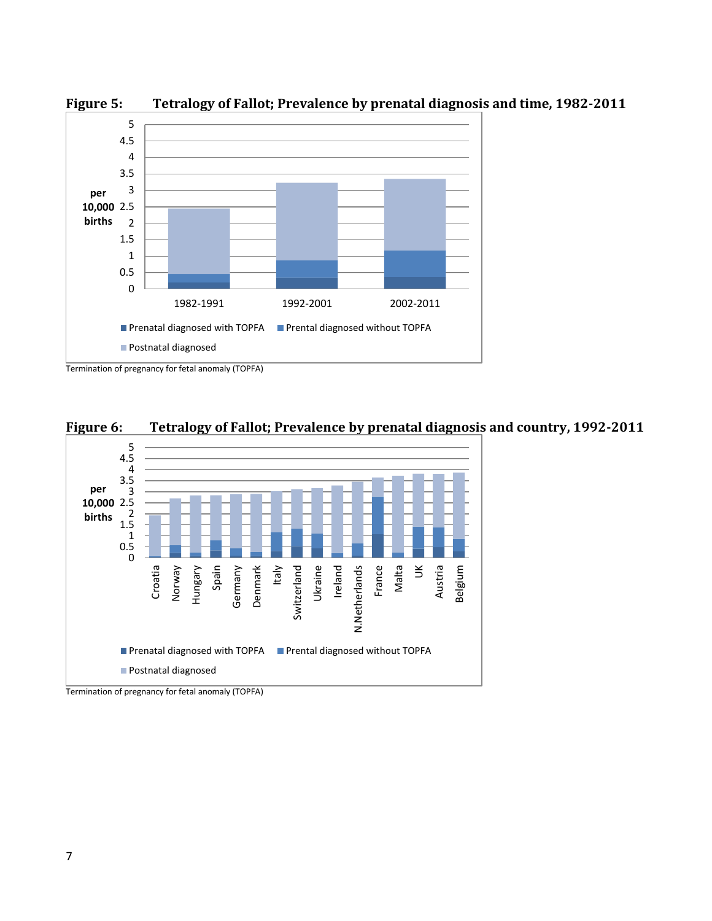**Figure 5: Tetralogy of Fallot; Prevalence by prenatal diagnosis and time, 1982-2011**

Termination of pregnancy for fetal anomaly (TOPFA)

**Figure 6: Tetralogy of Fallot; Prevalence by prenatal diagnosis and country, 1992-2011**

Termination of pregnancy for fetal anomaly (TOPFA)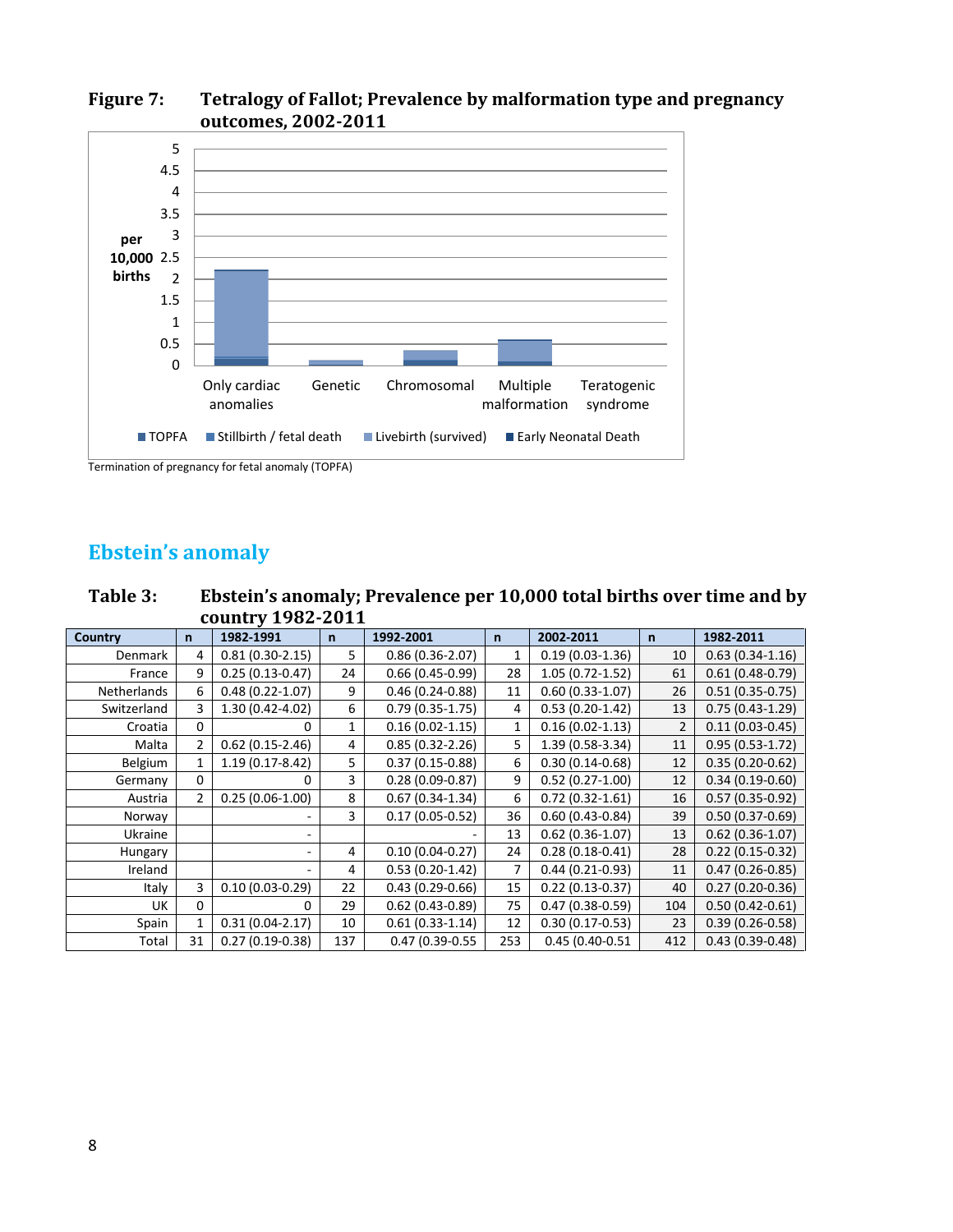**Figure 7: Tetralogy of Fallot; Prevalence by malformation type and pregnancy outcomes, 2002-2011**

Termination of pregnancy for fetal anomaly (TOPFA)

## Ebstein's anomaly

**Table 3: Ebstein's anomaly; Prevalence per 10,000 total births over time and by country 1982-2011**

| Country | n | 1982-1991 | n | 1992-2001 | n | 2002-2011 | n | 1982-2011 |
|---|---|---|---|---|---|---|---|---|
| Denmark | 4 | 0.81 (0.30-2.15) | 5 | 0.86 (0.36-2.07) | 1 | 0.19 (0.03-1.36) | 10 | 0.63 (0.34-1.16) |
| France | 9 | 0.25 (0.13-0.47) | 24 | 0.66 (0.45-0.99) | 28 | 1.05 (0.72-1.52) | 61 | 0.61 (0.48-0.79) |
| Netherlands | 6 | 0.48 (0.22-1.07) | 9 | 0.46 (0.24-0.88) | 11 | 0.60 (0.33-1.07) | 26 | 0.51 (0.35-0.75) |
| Switzerland | 3 | 1.30 (0.42-4.02) | 6 | 0.79 (0.35-1.75) | 4 | 0.53 (0.20-1.42) | 13 | 0.75 (0.43-1.29) |
| Croatia | 0 | 0 | 1 | 0.16 (0.02-1.15) | 1 | 0.16 (0.02-1.13) | 2 | 0.11 (0.03-0.45) |
| Malta | 2 | 0.62 (0.15-2.46) | 4 | 0.85 (0.32-2.26) | 5 | 1.39 (0.58-3.34) | 11 | 0.95 (0.53-1.72) |
| Belgium | 1 | 1.19 (0.17-8.42) | 5 | 0.37 (0.15-0.88) | 6 | 0.30 (0.14-0.68) | 12 | 0.35 (0.20-0.62) |
| Germany | 0 | 0 | 3 | 0.28 (0.09-0.87) | 9 | 0.52 (0.27-1.00) | 12 | 0.34 (0.19-0.60) |
| Austria | 2 | 0.25 (0.06-1.00) | 8 | 0.67 (0.34-1.34) | 6 | 0.72 (0.32-1.61) | 16 | 0.57 (0.35-0.92) |
| Norway | | - | 3 | 0.17 (0.05-0.52) | 36 | 0.60 (0.43-0.84) | 39 | 0.50 (0.37-0.69) |
| Ukraine | | - | | - | 13 | 0.62 (0.36-1.07) | 13 | 0.62 (0.36-1.07) |
| Hungary | | - | 4 | 0.10 (0.04-0.27) | 24 | 0.28 (0.18-0.41) | 28 | 0.22 (0.15-0.32) |
| Ireland | | - | 4 | 0.53 (0.20-1.42) | 7 | 0.44 (0.21-0.93) | 11 | 0.47 (0.26-0.85) |
| Italy | 3 | 0.10 (0.03-0.29) | 22 | 0.43 (0.29-0.66) | 15 | 0.22 (0.13-0.37) | 40 | 0.27 (0.20-0.36) |
| UK | 0 | 0 | 29 | 0.62 (0.43-0.89) | 75 | 0.47 (0.38-0.59) | 104 | 0.50 (0.42-0.61) |
| Spain | 1 | 0.31 (0.04-2.17) | 10 | 0.61 (0.33-1.14) | 12 | 0.30 (0.17-0.53) | 23 | 0.39 (0.26-0.58) |
| Total | 31 | 0.27 (0.19-0.38) | 137 | 0.47 (0.39-0.55 | 253 | 0.45 (0.40-0.51 | 412 | 0.43 (0.39-0.48) |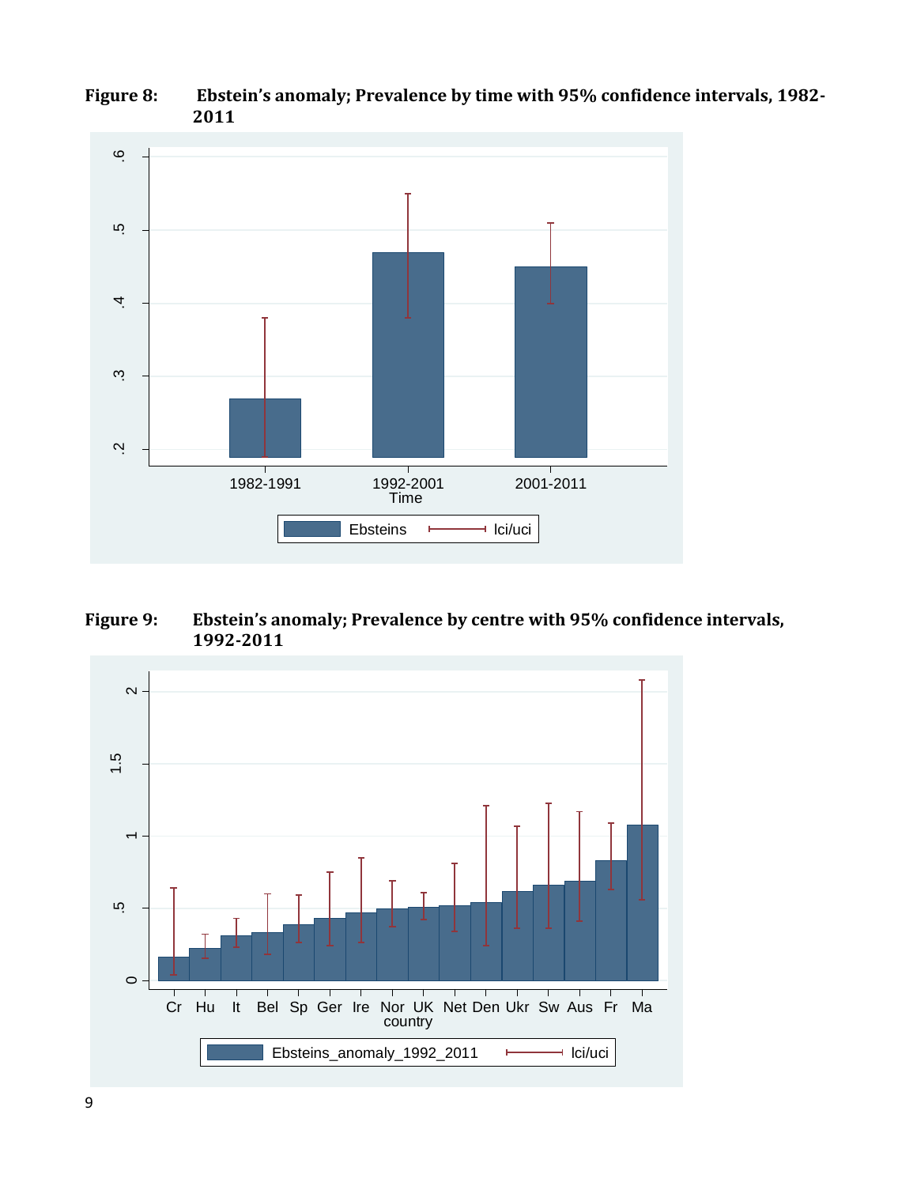**Figure 8:** **Ebstein's anomaly; Prevalence by time with 95% confidence intervals, 1982-2011**

**Figure 9:** **Ebstein's anomaly; Prevalence by centre with 95% confidence intervals, 1992-2011**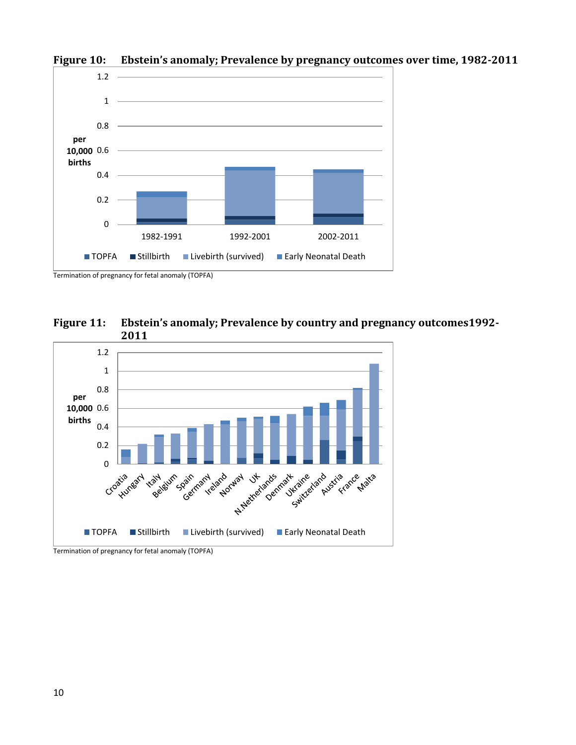**Figure 10: Ebstein's anomaly; Prevalence by pregnancy outcomes over time, 1982-2011**

Termination of pregnancy for fetal anomaly (TOPFA)

**Figure 11: Ebstein's anomaly; Prevalence by country and pregnancy outcomes1992-2011**

Termination of pregnancy for fetal anomaly (TOPFA)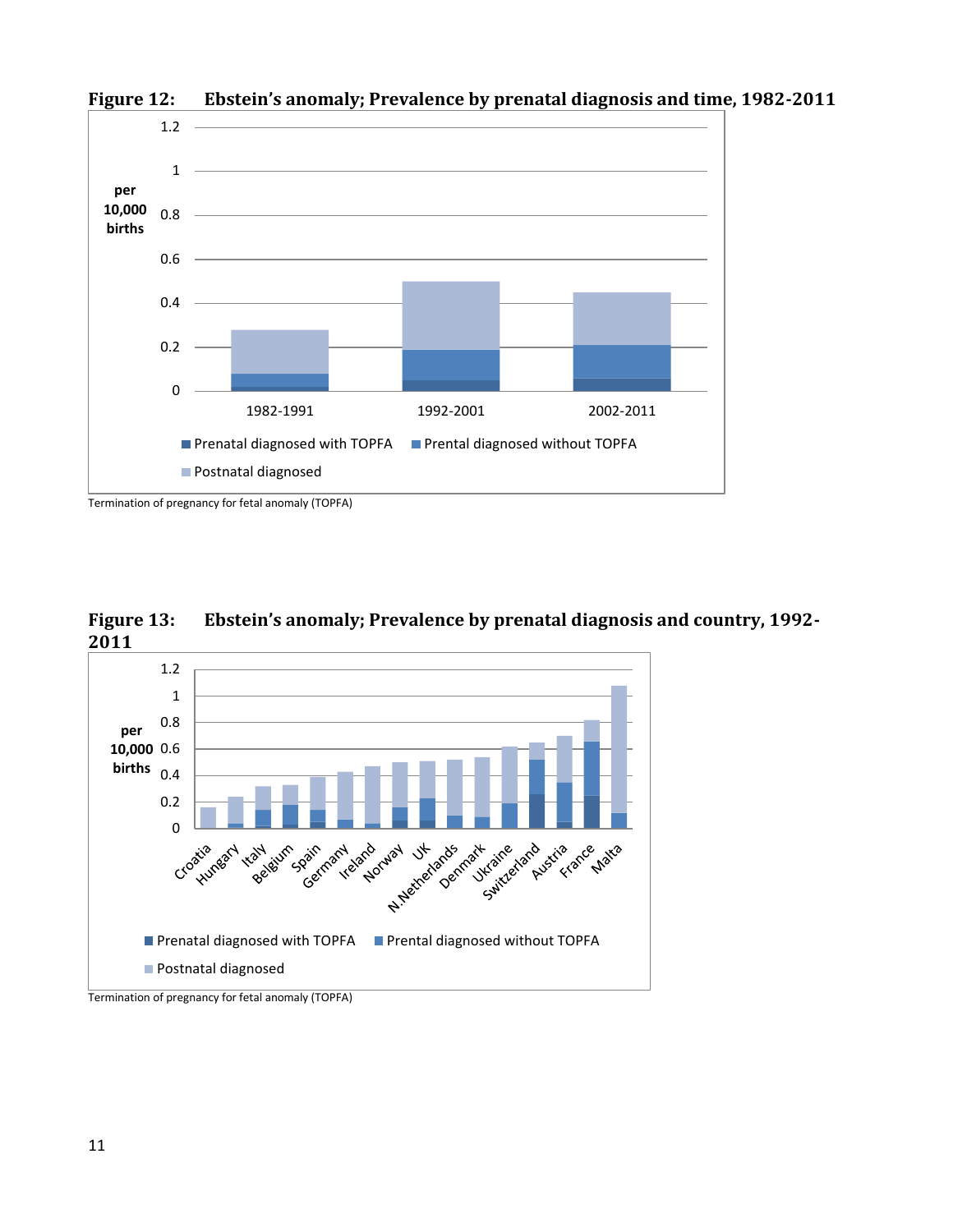**Figure 12: Ebstein's anomaly; Prevalence by prenatal diagnosis and time, 1982-2011**

Termination of pregnancy for fetal anomaly (TOPFA)

**Figure 13: Ebstein's anomaly; Prevalence by prenatal diagnosis and country, 1992-2011**

Termination of pregnancy for fetal anomaly (TOPFA)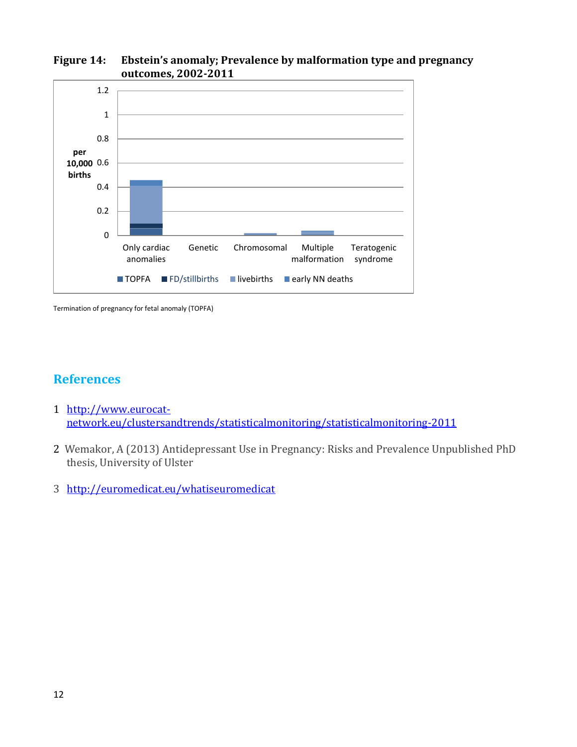**Figure 14: Ebstein's anomaly; Prevalence by malformation type and pregnancy outcomes, 2002-2011**

per 10,000 births

1.2
1
0.8
0.6
0.4
0.2
0

Only cardiac anomalies
Genetic
Chromosomal
Multiple malformation
Teratogenic syndrome

TOPFA
FD/stillbirths
livebirths
early NN deaths

Termination of pregnancy for fetal anomaly (TOPFA)

## References

1. http://www.eurocat-network.eu/clustersandtrends/statisticalmonitoring/statisticalmonitoring-2011
2. Wemakor, A (2013) Antidepressant Use in Pregnancy: Risks and Prevalence Unpublished PhD thesis, University of Ulster
3. http://euromedicat.eu/whatiseuromedicat